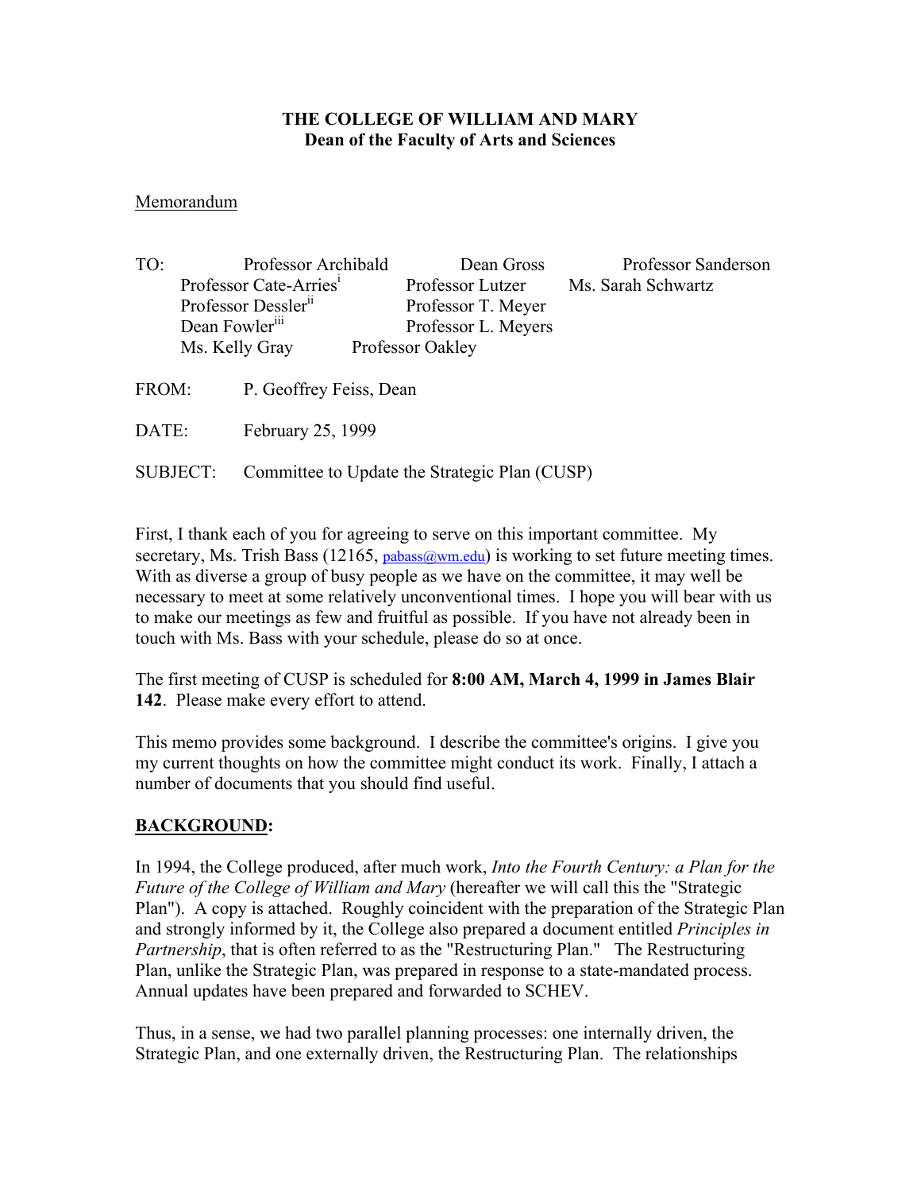**THE COLLEGE OF WILLIAM AND MARY**
**Dean of the Faculty of Arts and Sciences**

Memorandum

TO:
Professor Archibald
Professor Cate-Arries[i]
Professor Dessler[ii]
Dean Fowler[iii]
Ms. Kelly Gray
Dean Gross
Professor Lutzer
Professor T. Meyer
Professor L. Meyers
Professor Oakley
Professor Sanderson
Ms. Sarah Schwartz

FROM: P. Geoffrey Feiss, Dean

DATE: February 25, 1999

SUBJECT: Committee to Update the Strategic Plan (CUSP)

First, I thank each of you for agreeing to serve on this important committee. My secretary, Ms. Trish Bass (12165, pabass@wm.edu) is working to set future meeting times. With as diverse a group of busy people as we have on the committee, it may well be necessary to meet at some relatively unconventional times. I hope you will bear with us to make our meetings as few and fruitful as possible. If you have not already been in touch with Ms. Bass with your schedule, please do so at once.

The first meeting of CUSP is scheduled for **8:00 AM, March 4, 1999 in James Blair 142**. Please make every effort to attend.

This memo provides some background. I describe the committee's origins. I give you my current thoughts on how the committee might conduct its work. Finally, I attach a number of documents that you should find useful.

## BACKGROUND:

In 1994, the College produced, after much work, *Into the Fourth Century: a Plan for the Future of the College of William and Mary* (hereafter we will call this the "Strategic Plan"). A copy is attached. Roughly coincident with the preparation of the Strategic Plan and strongly informed by it, the College also prepared a document entitled *Principles in Partnership*, that is often referred to as the "Restructuring Plan." The Restructuring Plan, unlike the Strategic Plan, was prepared in response to a state-mandated process. Annual updates have been prepared and forwarded to SCHEV.

Thus, in a sense, we had two parallel planning processes: one internally driven, the Strategic Plan, and one externally driven, the Restructuring Plan. The relationships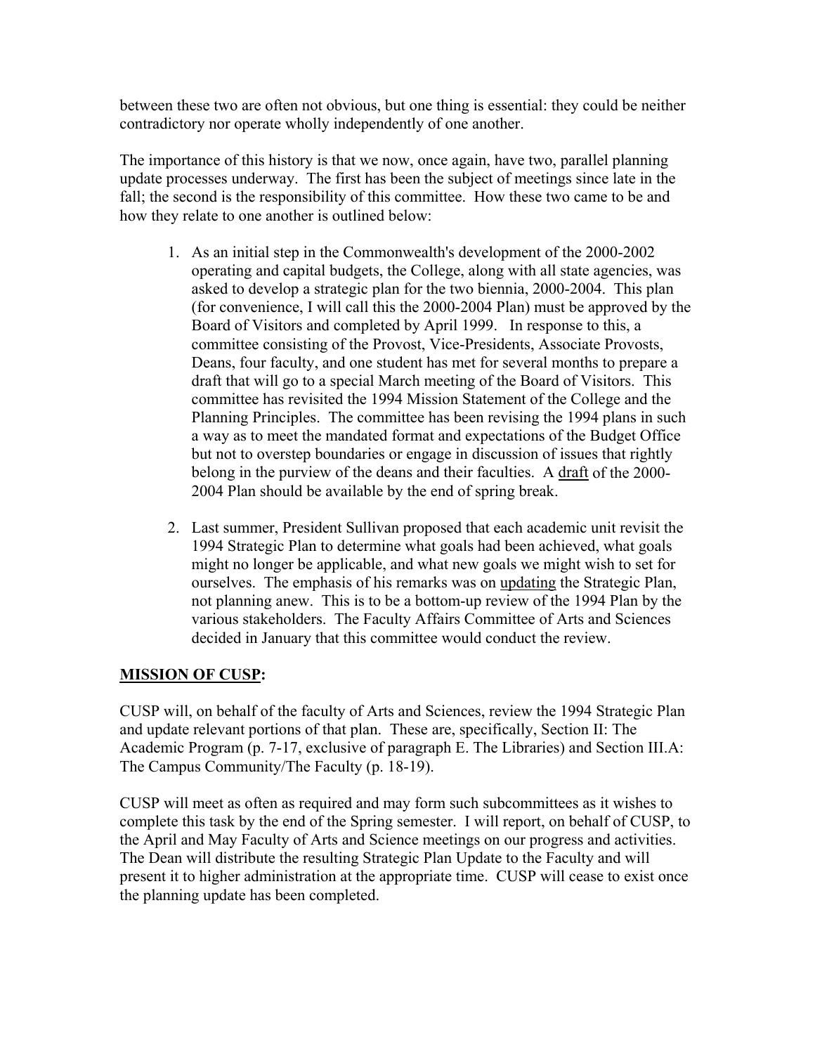between these two are often not obvious, but one thing is essential: they could be neither contradictory nor operate wholly independently of one another.

The importance of this history is that we now, once again, have two, parallel planning update processes underway. The first has been the subject of meetings since late in the fall; the second is the responsibility of this committee. How these two came to be and how they relate to one another is outlined below:

1. As an initial step in the Commonwealth's development of the 2000-2002 operating and capital budgets, the College, along with all state agencies, was asked to develop a strategic plan for the two biennia, 2000-2004. This plan (for convenience, I will call this the 2000-2004 Plan) must be approved by the Board of Visitors and completed by April 1999. In response to this, a committee consisting of the Provost, Vice-Presidents, Associate Provosts, Deans, four faculty, and one student has met for several months to prepare a draft that will go to a special March meeting of the Board of Visitors. This committee has revisited the 1994 Mission Statement of the College and the Planning Principles. The committee has been revising the 1994 plans in such a way as to meet the mandated format and expectations of the Budget Office but not to overstep boundaries or engage in discussion of issues that rightly belong in the purview of the deans and their faculties. A <u>draft</u> of the 2000-2004 Plan should be available by the end of spring break.

2. Last summer, President Sullivan proposed that each academic unit revisit the 1994 Strategic Plan to determine what goals had been achieved, what goals might no longer be applicable, and what new goals we might wish to set for ourselves. The emphasis of his remarks was on <u>updating</u> the Strategic Plan, not planning anew. This is to be a bottom-up review of the 1994 Plan by the various stakeholders. The Faculty Affairs Committee of Arts and Sciences decided in January that this committee would conduct the review.

**<u>MISSION OF CUSP</u>:**

CUSP will, on behalf of the faculty of Arts and Sciences, review the 1994 Strategic Plan and update relevant portions of that plan. These are, specifically, Section II: The Academic Program (p. 7-17, exclusive of paragraph E. The Libraries) and Section III.A: The Campus Community/The Faculty (p. 18-19).

CUSP will meet as often as required and may form such subcommittees as it wishes to complete this task by the end of the Spring semester. I will report, on behalf of CUSP, to the April and May Faculty of Arts and Science meetings on our progress and activities. The Dean will distribute the resulting Strategic Plan Update to the Faculty and will present it to higher administration at the appropriate time. CUSP will cease to exist once the planning update has been completed.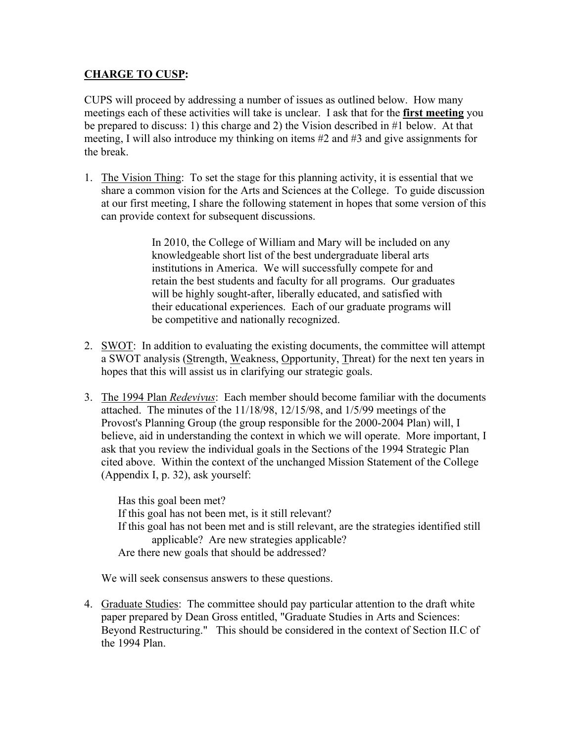## **<u>CHARGE TO CUSP</u>:**

CUPS will proceed by addressing a number of issues as outlined below. How many meetings each of these activities will take is unclear. I ask that for the **<u>first meeting</u>** you be prepared to discuss: 1) this charge and 2) the Vision described in #1 below. At that meeting, I will also introduce my thinking on items #2 and #3 and give assignments for the break.

1. <u>The Vision Thing</u>: To set the stage for this planning activity, it is essential that we share a common vision for the Arts and Sciences at the College. To guide discussion at our first meeting, I share the following statement in hopes that some version of this can provide context for subsequent discussions.

   > In 2010, the College of William and Mary will be included on any knowledgeable short list of the best undergraduate liberal arts institutions in America. We will successfully compete for and retain the best students and faculty for all programs. Our graduates will be highly sought-after, liberally educated, and satisfied with their educational experiences. Each of our graduate programs will be competitive and nationally recognized.

2. <u>SWOT</u>: In addition to evaluating the existing documents, the committee will attempt a SWOT analysis (<u>S</u>trength, <u>W</u>eakness, <u>O</u>pportunity, <u>T</u>hreat) for the next ten years in hopes that this will assist us in clarifying our strategic goals.

3. <u>The 1994 Plan *Redevivus*</u>: Each member should become familiar with the documents attached. The minutes of the 11/18/98, 12/15/98, and 1/5/99 meetings of the Provost's Planning Group (the group responsible for the 2000-2004 Plan) will, I believe, aid in understanding the context in which we will operate. More important, I ask that you review the individual goals in the Sections of the 1994 Strategic Plan cited above. Within the context of the unchanged Mission Statement of the College (Appendix I, p. 32), ask yourself:

   Has this goal been met?
   If this goal has not been met, is it still relevant?
   If this goal has not been met and is still relevant, are the strategies identified still applicable? Are new strategies applicable?
   Are there new goals that should be addressed?

   We will seek consensus answers to these questions.

4. <u>Graduate Studies</u>: The committee should pay particular attention to the draft white paper prepared by Dean Gross entitled, "Graduate Studies in Arts and Sciences: Beyond Restructuring." This should be considered in the context of Section II.C of the 1994 Plan.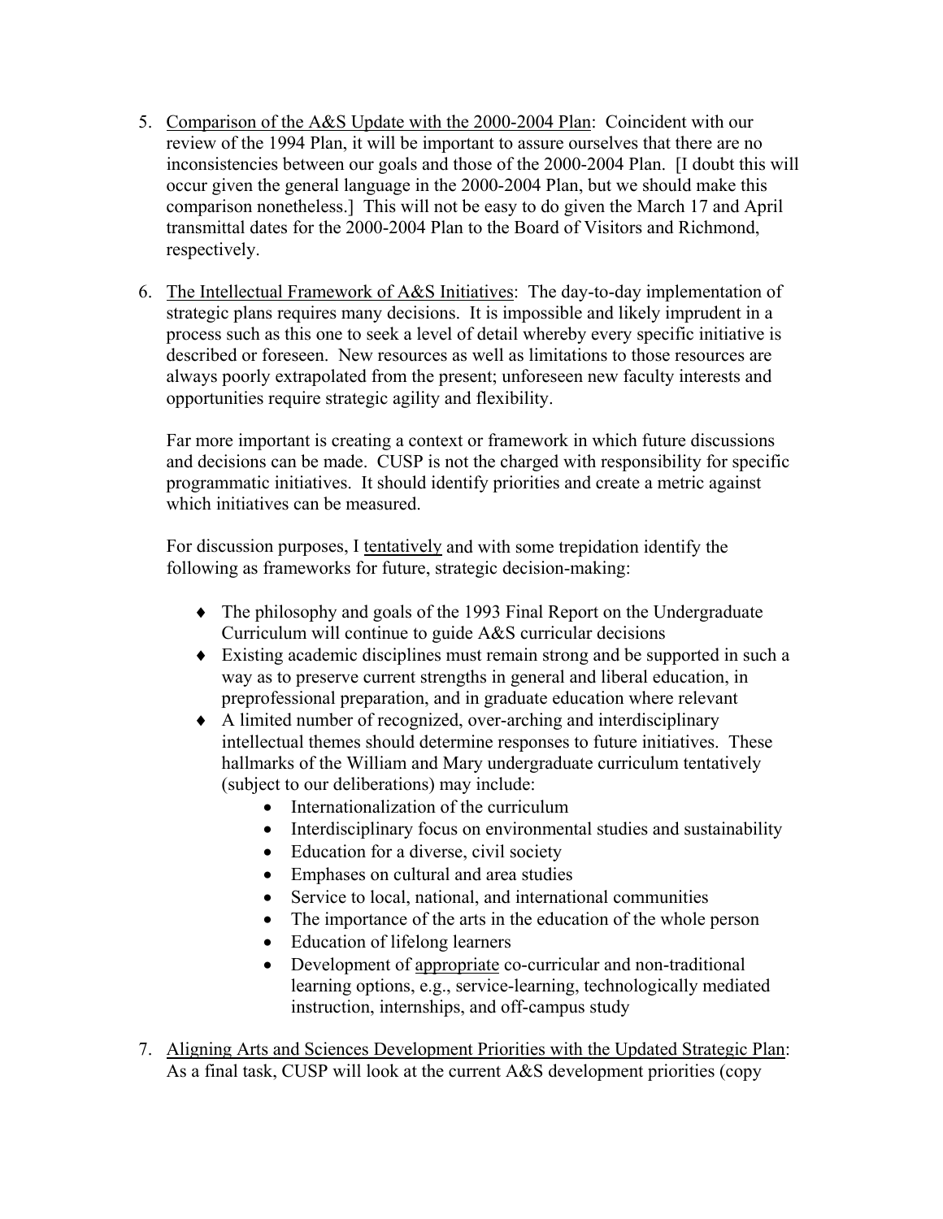5. Comparison of the A&S Update with the 2000-2004 Plan: Coincident with our review of the 1994 Plan, it will be important to assure ourselves that there are no inconsistencies between our goals and those of the 2000-2004 Plan. [I doubt this will occur given the general language in the 2000-2004 Plan, but we should make this comparison nonetheless.] This will not be easy to do given the March 17 and April transmittal dates for the 2000-2004 Plan to the Board of Visitors and Richmond, respectively.

6. The Intellectual Framework of A&S Initiatives: The day-to-day implementation of strategic plans requires many decisions. It is impossible and likely imprudent in a process such as this one to seek a level of detail whereby every specific initiative is described or foreseen. New resources as well as limitations to those resources are always poorly extrapolated from the present; unforeseen new faculty interests and opportunities require strategic agility and flexibility.

   Far more important is creating a context or framework in which future discussions and decisions can be made. CUSP is not the charged with responsibility for specific programmatic initiatives. It should identify priorities and create a metric against which initiatives can be measured.

   For discussion purposes, I tentatively and with some trepidation identify the following as frameworks for future, strategic decision-making:

   - The philosophy and goals of the 1993 Final Report on the Undergraduate Curriculum will continue to guide A&S curricular decisions
   - Existing academic disciplines must remain strong and be supported in such a way as to preserve current strengths in general and liberal education, in preprofessional preparation, and in graduate education where relevant
   - A limited number of recognized, over-arching and interdisciplinary intellectual themes should determine responses to future initiatives. These hallmarks of the William and Mary undergraduate curriculum tentatively (subject to our deliberations) may include:
     - Internationalization of the curriculum
     - Interdisciplinary focus on environmental studies and sustainability
     - Education for a diverse, civil society
     - Emphases on cultural and area studies
     - Service to local, national, and international communities
     - The importance of the arts in the education of the whole person
     - Education of lifelong learners
     - Development of appropriate co-curricular and non-traditional learning options, e.g., service-learning, technologically mediated instruction, internships, and off-campus study

7. Aligning Arts and Sciences Development Priorities with the Updated Strategic Plan: As a final task, CUSP will look at the current A&S development priorities (copy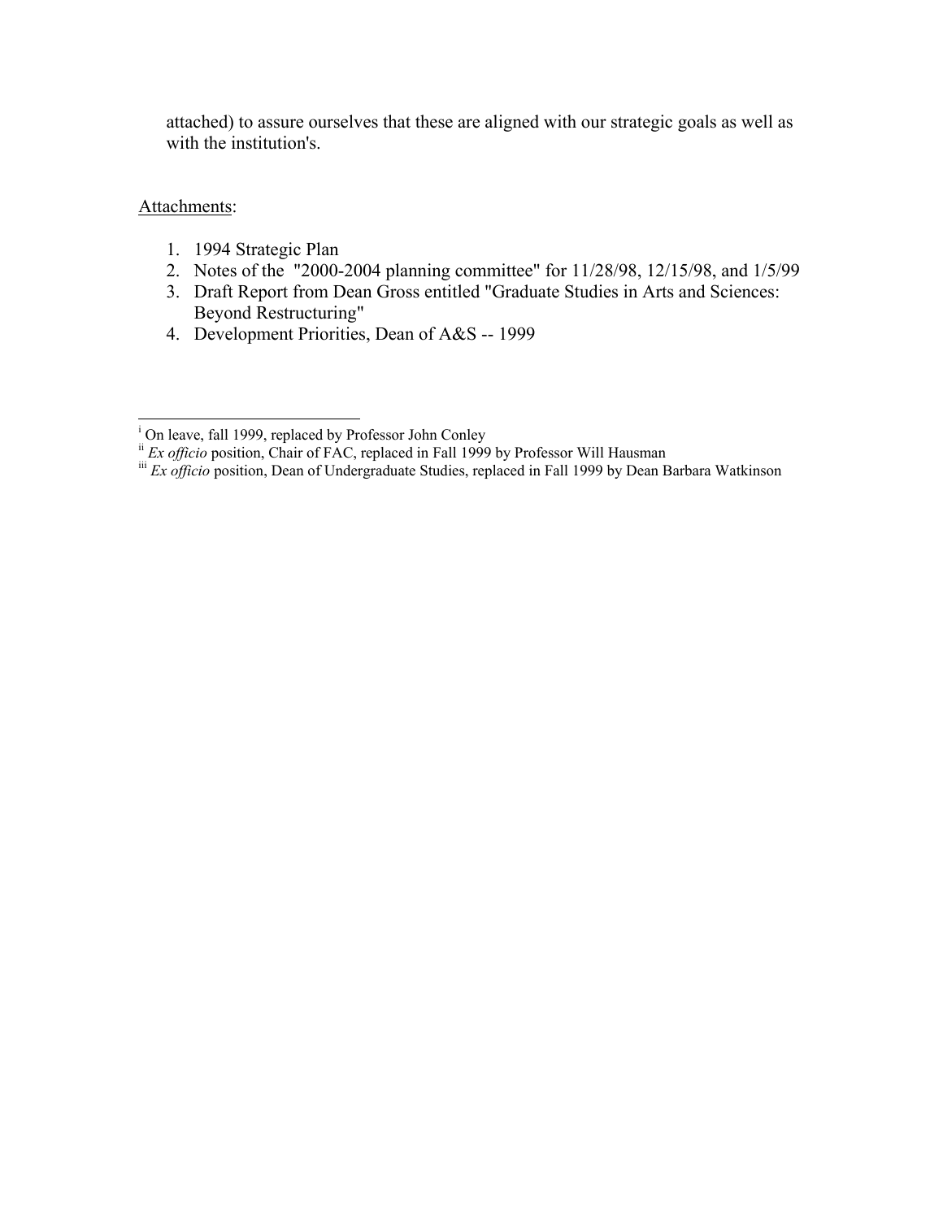attached) to assure ourselves that these are aligned with our strategic goals as well as with the institution's.

Attachments:

1. 1994 Strategic Plan
2. Notes of the "2000-2004 planning committee" for 11/28/98, 12/15/98, and 1/5/99
3. Draft Report from Dean Gross entitled "Graduate Studies in Arts and Sciences: Beyond Restructuring"
4. Development Priorities, Dean of A&S -- 1999

---

[i] On leave, fall 1999, replaced by Professor John Conley

[ii] *Ex officio* position, Chair of FAC, replaced in Fall 1999 by Professor Will Hausman

[iii] *Ex officio* position, Dean of Undergraduate Studies, replaced in Fall 1999 by Dean Barbara Watkinson